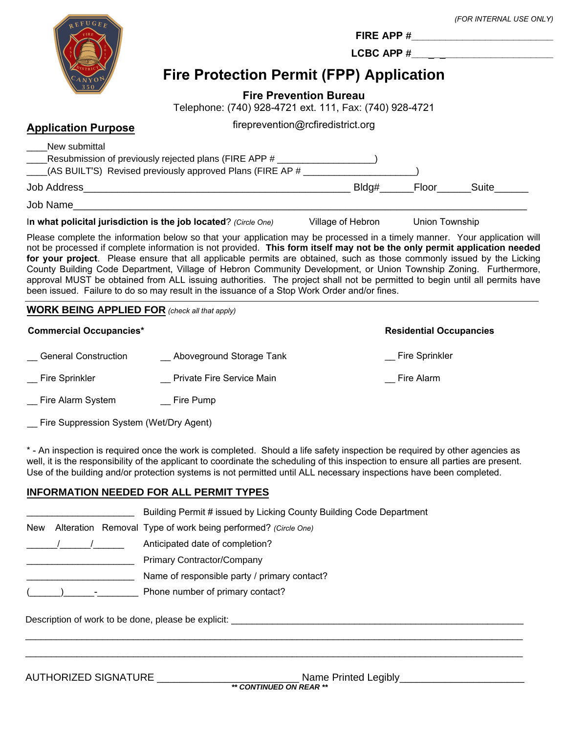*(FOR INTERNAL USE ONLY)*

**FIRE APP #**___________________________

**LCBC APP #**___________________________

# Fire Protection Permit (FPP) Application

**Fire Prevention Bureau**

Telephone: (740) 928-4721 ext. 111, Fax: (740) 928-4721

fireprevention@rcfiredistrict.org

## Application Purpose

____New submittal

____Resubmission of previously rejected plans (FIRE APP # __________________)

____(AS BUILT'S) Revised previously approved Plans (FIRE AP # _____________________)

Job Address_______________________________________________ Bldg#______Floor______Suite______

Job Name___________________________________________________________________________

In **what policital jurisdiction is the job located**? *(Circle One)* Village of Hebron Union Township

Please complete the information below so that your application may be processed in a timely manner. Your application will not be processed if complete information is not provided. **This form itself may not be the only permit application needed for your project**. Please ensure that all applicable permits are obtained, such as those commonly issued by the Licking County Building Code Department, Village of Hebron Community Development, or Union Township Zoning. Furthermore, approval MUST be obtained from ALL issuing authorities. The project shall not be permitted to begin until all permits have been issued. Failure to do so may result in the issuance of a Stop Work Order and/or fines.

---

## WORK BEING APPLIED FOR *(check all that apply)*

**Commercial Occupancies***

__ General Construction

__ Aboveground Storage Tank

__ Fire Sprinkler

__ Private Fire Service Main

__ Fire Alarm System

__ Fire Pump

__ Fire Suppression System (Wet/Dry Agent)

**Residential Occupancies**

__ Fire Sprinkler

__ Fire Alarm

* - An inspection is required once the work is completed. Should a life safety inspection be required by other agencies as well, it is the responsibility of the applicant to coordinate the scheduling of this inspection to ensure all parties are present. Use of the building and/or protection systems is not permitted until ALL necessary inspections have been completed.

## INFORMATION NEEDED FOR ALL PERMIT TYPES

_____________________ Building Permit # issued by Licking County Building Code Department

New Alteration Removal Type of work being performed? *(Circle One)*

______/______/______ Anticipated date of completion?

_____________________ Primary Contractor/Company

_____________________ Name of responsible party / primary contact?

(______)______-________ Phone number of primary contact?

Description of work to be done, please be explicit: ____________________________________________________________

_____________________________________________________________________________________________

_____________________________________________________________________________________________

AUTHORIZED SIGNATURE __________________________ Name Printed Legibly______________________

***** CONTINUED ON REAR *****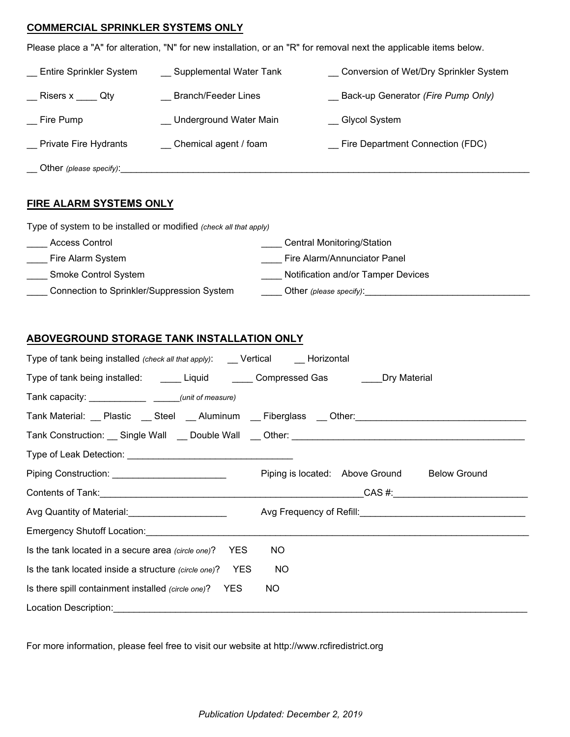## COMMERCIAL SPRINKLER SYSTEMS ONLY

Please place a "A" for alteration, "N" for new installation, or an "R" for removal next the applicable items below.

__ Entire Sprinkler System  __ Supplemental Water Tank  __ Conversion of Wet/Dry Sprinkler System

__ Risers x ____ Qty  __ Branch/Feeder Lines  __ Back-up Generator *(Fire Pump Only)*

__ Fire Pump  __ Underground Water Main  __ Glycol System

__ Private Fire Hydrants  __ Chemical agent / foam  __ Fire Department Connection (FDC)

__ Other *(please specify)*:______________________________________________________________________________

## FIRE ALARM SYSTEMS ONLY

Type of system to be installed or modified *(check all that apply)*

____ Access Control

____ Fire Alarm System

____ Smoke Control System

____ Connection to Sprinkler/Suppression System

____ Central Monitoring/Station

____ Fire Alarm/Annunciator Panel

____ Notification and/or Tamper Devices

____ Other *(please specify)*:_______________________________

## ABOVEGROUND STORAGE TANK INSTALLATION ONLY

Type of tank being installed *(check all that apply)*: __ Vertical __ Horizontal

Type of tank being installed: ____ Liquid ____ Compressed Gas ____Dry Material

Tank capacity: ___________ _____*(unit of measure)*

Tank Material: __ Plastic __ Steel __ Aluminum __ Fiberglass __ Other:_______________________________

Tank Construction: __ Single Wall __ Double Wall __ Other: ___________________________________________

Type of Leak Detection: _______________________________

Piping Construction: _____________________ Piping is located: Above Ground Below Ground

Contents of Tank:_________________________________________________CAS #:________________________

Avg Quantity of Material:__________________ Avg Frequency of Refill:_______________________________

Emergency Shutoff Location:_____________________________________________________________________

Is the tank located in a secure area *(circle one)*? YES NO

Is the tank located inside a structure *(circle one)*? YES NO

Is there spill containment installed *(circle one)*? YES NO

Location Description:___________________________________________________________________________

For more information, please feel free to visit our website at http://www.rcfiredistrict.org

*Publication Updated: December 2, 2019*